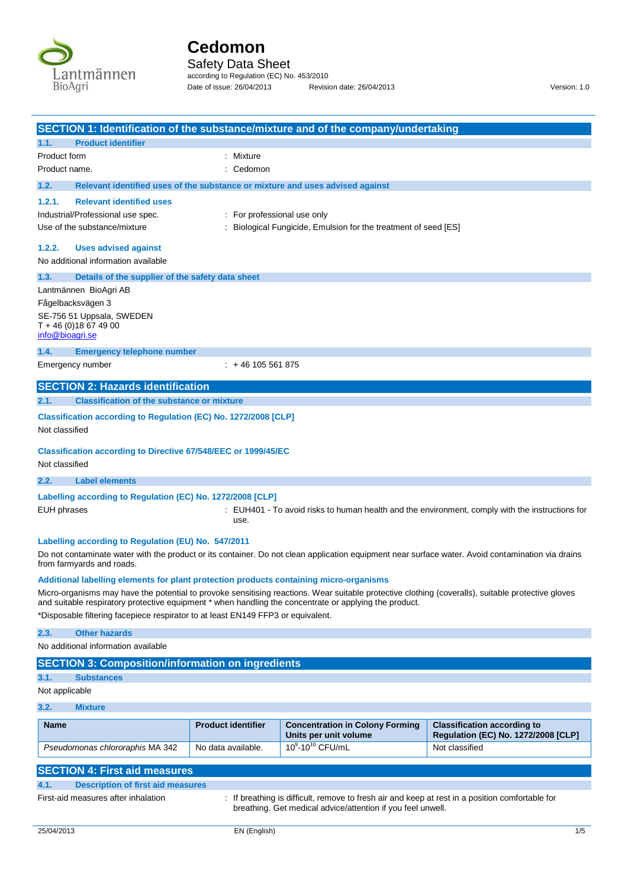# Cedomon

Safety Data Sheet

according to Regulation (EC) No. 453/2010

Date of issue: 26/04/2013 Revision date: 26/04/2013 Version: 1.0

## SECTION 1: Identification of the substance/mixture and of the company/undertaking

### 1.1. Product identifier

Product form : Mixture

Product name. : Cedomon

### 1.2. Relevant identified uses of the substance or mixture and uses advised against

#### 1.2.1. Relevant identified uses

Industrial/Professional use spec. : For professional use only

Use of the substance/mixture : Biological Fungicide, Emulsion for the treatment of seed [ES]

#### 1.2.2. Uses advised against

No additional information available

### 1.3. Details of the supplier of the safety data sheet

Lantmännen BioAgri AB
Fågelbacksvägen 3
SE-756 51 Uppsala, SWEDEN
T + 46 (0)18 67 49 00
info@bioagri.se

### 1.4. Emergency telephone number

Emergency number : + 46 105 561 875

## SECTION 2: Hazards identification

### 2.1. Classification of the substance or mixture

**Classification according to Regulation (EC) No. 1272/2008 [CLP]**

Not classified

**Classification according to Directive 67/548/EEC or 1999/45/EC**

Not classified

### 2.2. Label elements

**Labelling according to Regulation (EC) No. 1272/2008 [CLP]**

EUH phrases : EUH401 - To avoid risks to human health and the environment, comply with the instructions for use.

**Labelling according to Regulation (EU) No. 547/2011**

Do not contaminate water with the product or its container. Do not clean application equipment near surface water. Avoid contamination via drains from farmyards and roads.

**Additional labelling elements for plant protection products containing micro-organisms**

Micro-organisms may have the potential to provoke sensitising reactions. Wear suitable protective clothing (coveralls), suitable protective gloves and suitable respiratory protective equipment * when handling the concentrate or applying the product.

*Disposable filtering facepiece respirator to at least EN149 FFP3 or equivalent.

### 2.3. Other hazards

No additional information available

## SECTION 3: Composition/information on ingredients

### 3.1. Substances

Not applicable

### 3.2. Mixture

| Name | Product identifier | Concentration in Colony Forming Units per unit volume | Classification according to Regulation (EC) No. 1272/2008 [CLP] |
|---|---|---|---|
| *Pseudomonas chlororaphis* MA 342 | No data available. | $10^9$-$10^{10}$ CFU/mL | Not classified |

## SECTION 4: First aid measures

### 4.1. Description of first aid measures

First-aid measures after inhalation : If breathing is difficult, remove to fresh air and keep at rest in a position comfortable for breathing. Get medical advice/attention if you feel unwell.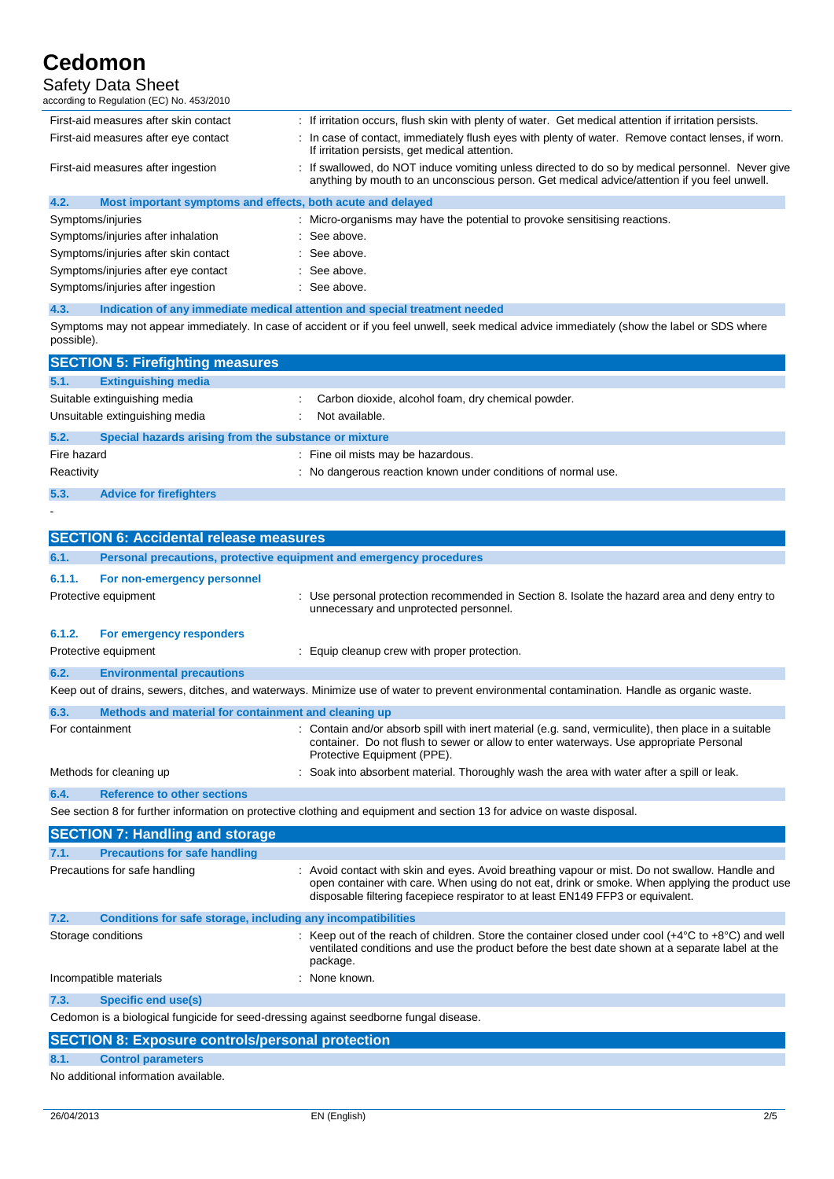| | |
|---|---|
| First-aid measures after skin contact | : If irritation occurs, flush skin with plenty of water. Get medical attention if irritation persists. |
| First-aid measures after eye contact | : In case of contact, immediately flush eyes with plenty of water. Remove contact lenses, if worn. If irritation persists, get medical attention. |
| First-aid measures after ingestion | : If swallowed, do NOT induce vomiting unless directed to do so by medical personnel. Never give anything by mouth to an unconscious person. Get medical advice/attention if you feel unwell. |

### 4.2. Most important symptoms and effects, both acute and delayed

| | |
|---|---|
| Symptoms/injuries | : Micro-organisms may have the potential to provoke sensitising reactions. |
| Symptoms/injuries after inhalation | : See above. |
| Symptoms/injuries after skin contact | : See above. |
| Symptoms/injuries after eye contact | : See above. |
| Symptoms/injuries after ingestion | : See above. |

### 4.3. Indication of any immediate medical attention and special treatment needed

Symptoms may not appear immediately. In case of accident or if you feel unwell, seek medical advice immediately (show the label or SDS where possible).

## SECTION 5: Firefighting measures

### 5.1. Extinguishing media

| | |
|---|---|
| Suitable extinguishing media | : Carbon dioxide, alcohol foam, dry chemical powder. |
| Unsuitable extinguishing media | : Not available. |

### 5.2. Special hazards arising from the substance or mixture

| | |
|---|---|
| Fire hazard | : Fine oil mists may be hazardous. |
| Reactivity | : No dangerous reaction known under conditions of normal use. |

### 5.3. Advice for firefighters

-

## SECTION 6: Accidental release measures

### 6.1. Personal precautions, protective equipment and emergency procedures

#### 6.1.1. For non-emergency personnel

| | |
|---|---|
| Protective equipment | : Use personal protection recommended in Section 8. Isolate the hazard area and deny entry to unnecessary and unprotected personnel. |

#### 6.1.2. For emergency responders

| | |
|---|---|
| Protective equipment | : Equip cleanup crew with proper protection. |

### 6.2. Environmental precautions

Keep out of drains, sewers, ditches, and waterways. Minimize use of water to prevent environmental contamination. Handle as organic waste.

### 6.3. Methods and material for containment and cleaning up

| | |
|---|---|
| For containment | : Contain and/or absorb spill with inert material (e.g. sand, vermiculite), then place in a suitable container. Do not flush to sewer or allow to enter waterways. Use appropriate Personal Protective Equipment (PPE). |
| Methods for cleaning up | : Soak into absorbent material. Thoroughly wash the area with water after a spill or leak. |

### 6.4. Reference to other sections

See section 8 for further information on protective clothing and equipment and section 13 for advice on waste disposal.

## SECTION 7: Handling and storage

### 7.1. Precautions for safe handling

| | |
|---|---|
| Precautions for safe handling | : Avoid contact with skin and eyes. Avoid breathing vapour or mist. Do not swallow. Handle and open container with care. When using do not eat, drink or smoke. When applying the product use disposable filtering facepiece respirator to at least EN149 FFP3 or equivalent. |

### 7.2. Conditions for safe storage, including any incompatibilities

| | |
|---|---|
| Storage conditions | : Keep out of the reach of children. Store the container closed under cool (+4°C to +8°C) and well ventilated conditions and use the product before the best date shown at a separate label at the package. |
| Incompatible materials | : None known. |

### 7.3. Specific end use(s)

Cedomon is a biological fungicide for seed-dressing against seedborne fungal disease.

## SECTION 8: Exposure controls/personal protection

### 8.1. Control parameters

No additional information available.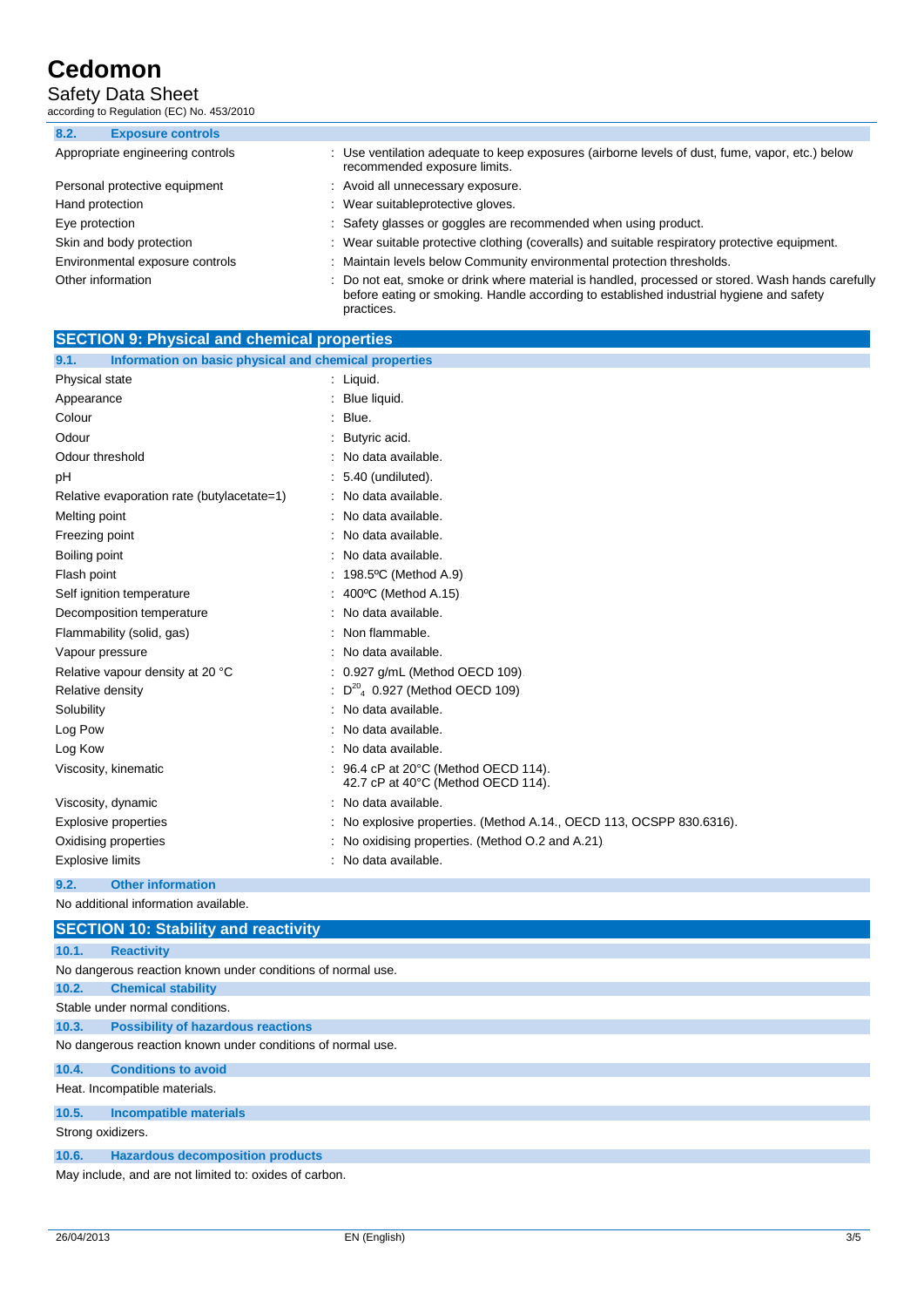### 8.2. Exposure controls

| | |
|---|---|
| Appropriate engineering controls | : Use ventilation adequate to keep exposures (airborne levels of dust, fume, vapor, etc.) below recommended exposure limits. |
| Personal protective equipment | : Avoid all unnecessary exposure. |
| Hand protection | : Wear suitableprotective gloves. |
| Eye protection | : Safety glasses or goggles are recommended when using product. |
| Skin and body protection | : Wear suitable protective clothing (coveralls) and suitable respiratory protective equipment. |
| Environmental exposure controls | : Maintain levels below Community environmental protection thresholds. |
| Other information | : Do not eat, smoke or drink where material is handled, processed or stored. Wash hands carefully before eating or smoking. Handle according to established industrial hygiene and safety practices. |

## SECTION 9: Physical and chemical properties

### 9.1. Information on basic physical and chemical properties

| | |
|---|---|
| Physical state | : Liquid. |
| Appearance | : Blue liquid. |
| Colour | : Blue. |
| Odour | : Butyric acid. |
| Odour threshold | : No data available. |
| pH | : 5.40 (undiluted). |
| Relative evaporation rate (butylacetate=1) | : No data available. |
| Melting point | : No data available. |
| Freezing point | : No data available. |
| Boiling point | : No data available. |
| Flash point | : 198.5ºC (Method A.9) |
| Self ignition temperature | : 400ºC (Method A.15) |
| Decomposition temperature | : No data available. |
| Flammability (solid, gas) | : Non flammable. |
| Vapour pressure | : No data available. |
| Relative vapour density at 20 °C | : 0.927 g/mL (Method OECD 109) |
| Relative density | : $D^{20}_{4}$ 0.927 (Method OECD 109) |
| Solubility | : No data available. |
| Log Pow | : No data available. |
| Log Kow | : No data available. |
| Viscosity, kinematic | : 96.4 cP at 20°C (Method OECD 114). 42.7 cP at 40°C (Method OECD 114). |
| Viscosity, dynamic | : No data available. |
| Explosive properties | : No explosive properties. (Method A.14., OECD 113, OCSPP 830.6316). |
| Oxidising properties | : No oxidising properties. (Method O.2 and A.21) |
| Explosive limits | : No data available. |

### 9.2. Other information

No additional information available.

## SECTION 10: Stability and reactivity

### 10.1. Reactivity

No dangerous reaction known under conditions of normal use.

### 10.2. Chemical stability

Stable under normal conditions.

### 10.3. Possibility of hazardous reactions

No dangerous reaction known under conditions of normal use.

### 10.4. Conditions to avoid

Heat. Incompatible materials.

### 10.5. Incompatible materials

Strong oxidizers.

### 10.6. Hazardous decomposition products

May include, and are not limited to: oxides of carbon.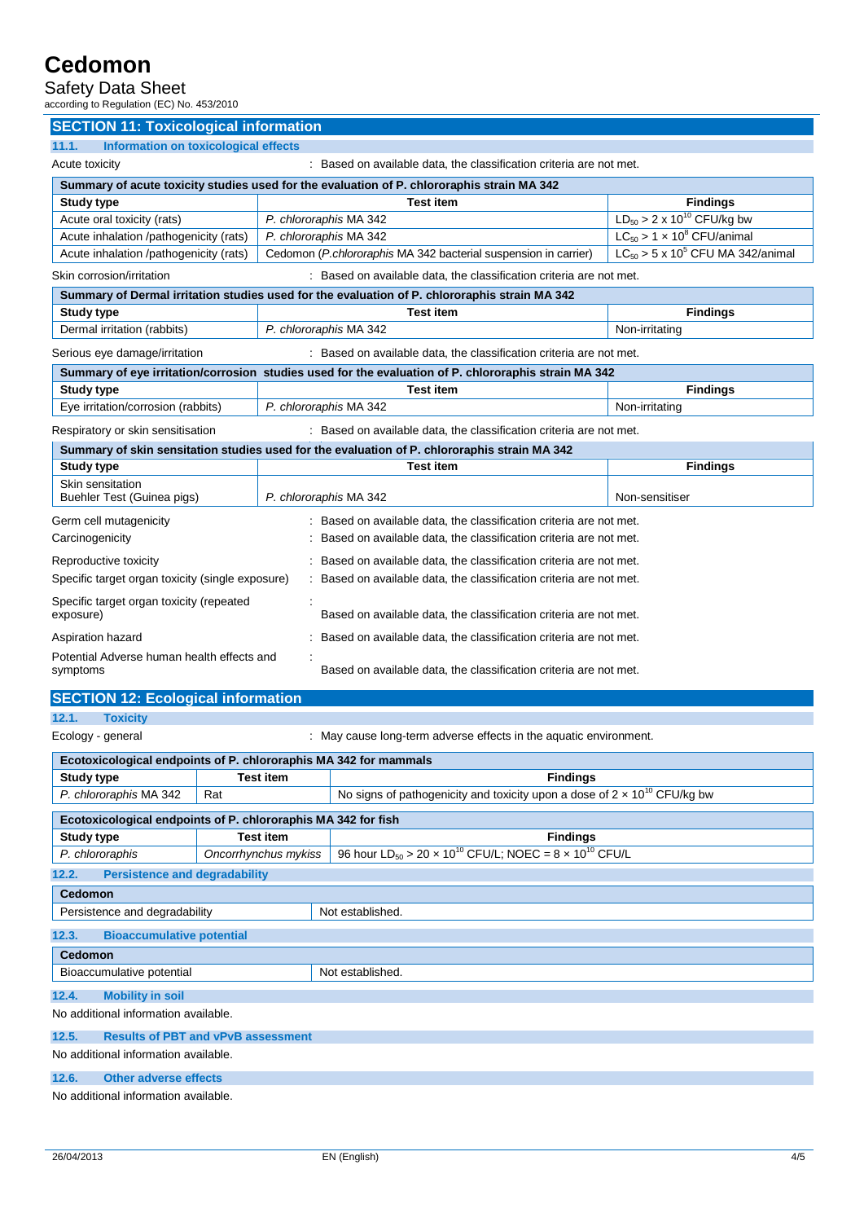## SECTION 11: Toxicological information

### 11.1. Information on toxicological effects

Acute toxicity : Based on available data, the classification criteria are not met.

| Summary of acute toxicity studies used for the evaluation of P. chlororaphis strain MA 342 | | |
|---|---|---|
| **Study type** | **Test item** | **Findings** |
| Acute oral toxicity (rats) | *P. chlororaphis* MA 342 | $LD_{50} > 2 \times 10^{10}$ CFU/kg bw |
| Acute inhalation /pathogenicity (rats) | *P. chlororaphis* MA 342 | $LC_{50} > 1 \times 10^{8}$ CFU/animal |
| Acute inhalation /pathogenicity (rats) | Cedomon (*P.chlororaphis* MA 342 bacterial suspension in carrier) | $LC_{50} > 5 \times 10^{5}$ CFU MA 342/animal |

Skin corrosion/irritation : Based on available data, the classification criteria are not met.

| Summary of Dermal irritation studies used for the evaluation of P. chlororaphis strain MA 342 | | |
|---|---|---|
| **Study type** | **Test item** | **Findings** |
| Dermal irritation (rabbits) | *P. chlororaphis* MA 342 | Non-irritating |

Serious eye damage/irritation : Based on available data, the classification criteria are not met.

| Summary of eye irritation/corrosion studies used for the evaluation of P. chlororaphis strain MA 342 | | |
|---|---|---|
| **Study type** | **Test item** | **Findings** |
| Eye irritation/corrosion (rabbits) | *P. chlororaphis* MA 342 | Non-irritating |

Respiratory or skin sensitisation : Based on available data, the classification criteria are not met.

| Summary of skin sensitation studies used for the evaluation of P. chlororaphis strain MA 342 | | |
|---|---|---|
| **Study type** | **Test item** | **Findings** |
| Skin sensitation Buehler Test (Guinea pigs) | *P. chlororaphis* MA 342 | Non-sensitiser |

Germ cell mutagenicity : Based on available data, the classification criteria are not met.

Carcinogenicity : Based on available data, the classification criteria are not met.

Reproductive toxicity : Based on available data, the classification criteria are not met.

Specific target organ toxicity (single exposure) : Based on available data, the classification criteria are not met.

Specific target organ toxicity (repeated exposure) : Based on available data, the classification criteria are not met.

Aspiration hazard : Based on available data, the classification criteria are not met.

Potential Adverse human health effects and symptoms : Based on available data, the classification criteria are not met.

## SECTION 12: Ecological information

### 12.1. Toxicity

Ecology - general : May cause long-term adverse effects in the aquatic environment.

| Ecotoxicological endpoints of P. chlororaphis MA 342 for mammals | | |
|---|---|---|
| **Study type** | **Test item** | **Findings** |
| *P. chlororaphis* MA 342 | Rat | No signs of pathogenicity and toxicity upon a dose of $2 \times 10^{10}$ CFU/kg bw |

| Ecotoxicological endpoints of P. chlororaphis MA 342 for fish | | |
|---|---|---|
| **Study type** | **Test item** | **Findings** |
| *P. chlororaphis* | *Oncorrhynchus mykiss* | 96 hour $LD_{50} > 20 \times 10^{10}$ CFU/L; NOEC = $8 \times 10^{10}$ CFU/L |

### 12.2. Persistence and degradability

| Cedomon | |
|---|---|
| Persistence and degradability | Not established. |

### 12.3. Bioaccumulative potential

| Cedomon | |
|---|---|
| Bioaccumulative potential | Not established. |

### 12.4. Mobility in soil

No additional information available.

### 12.5. Results of PBT and vPvB assessment

No additional information available.

### 12.6. Other adverse effects

No additional information available.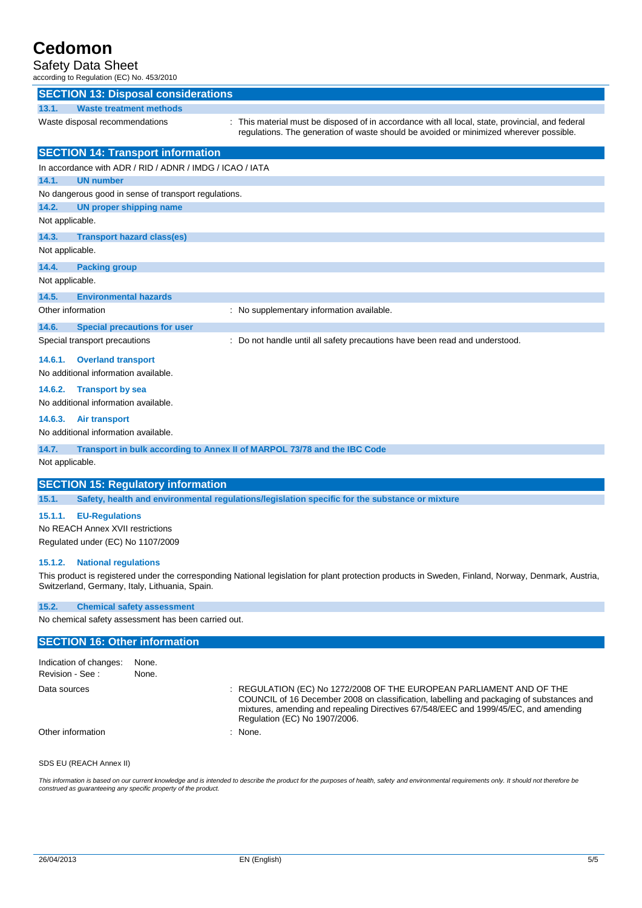## SECTION 13: Disposal considerations

### 13.1. Waste treatment methods

Waste disposal recommendations : This material must be disposed of in accordance with all local, state, provincial, and federal regulations. The generation of waste should be avoided or minimized wherever possible.

## SECTION 14: Transport information

In accordance with ADR / RID / ADNR / IMDG / ICAO / IATA

### 14.1. UN number

No dangerous good in sense of transport regulations.

### 14.2. UN proper shipping name

Not applicable.

### 14.3. Transport hazard class(es)

Not applicable.

### 14.4. Packing group

Not applicable.

### 14.5. Environmental hazards

Other information : No supplementary information available.

### 14.6. Special precautions for user

Special transport precautions : Do not handle until all safety precautions have been read and understood.

#### 14.6.1. Overland transport

No additional information available.

#### 14.6.2. Transport by sea

No additional information available.

#### 14.6.3. Air transport

No additional information available.

### 14.7. Transport in bulk according to Annex II of MARPOL 73/78 and the IBC Code

Not applicable.

## SECTION 15: Regulatory information

### 15.1. Safety, health and environmental regulations/legislation specific for the substance or mixture

#### 15.1.1. EU-Regulations

No REACH Annex XVII restrictions

Regulated under (EC) No 1107/2009

#### 15.1.2. National regulations

This product is registered under the corresponding National legislation for plant protection products in Sweden, Finland, Norway, Denmark, Austria, Switzerland, Germany, Italy, Lithuania, Spain.

### 15.2. Chemical safety assessment

No chemical safety assessment has been carried out.

## SECTION 16: Other information

Indication of changes: None.

Revision - See : None.

Data sources : REGULATION (EC) No 1272/2008 OF THE EUROPEAN PARLIAMENT AND OF THE COUNCIL of 16 December 2008 on classification, labelling and packaging of substances and mixtures, amending and repealing Directives 67/548/EEC and 1999/45/EC, and amending Regulation (EC) No 1907/2006.

Other information : None.

SDS EU (REACH Annex II)

*This information is based on our current knowledge and is intended to describe the product for the purposes of health, safety and environmental requirements only. It should not therefore be construed as guaranteeing any specific property of the product.*